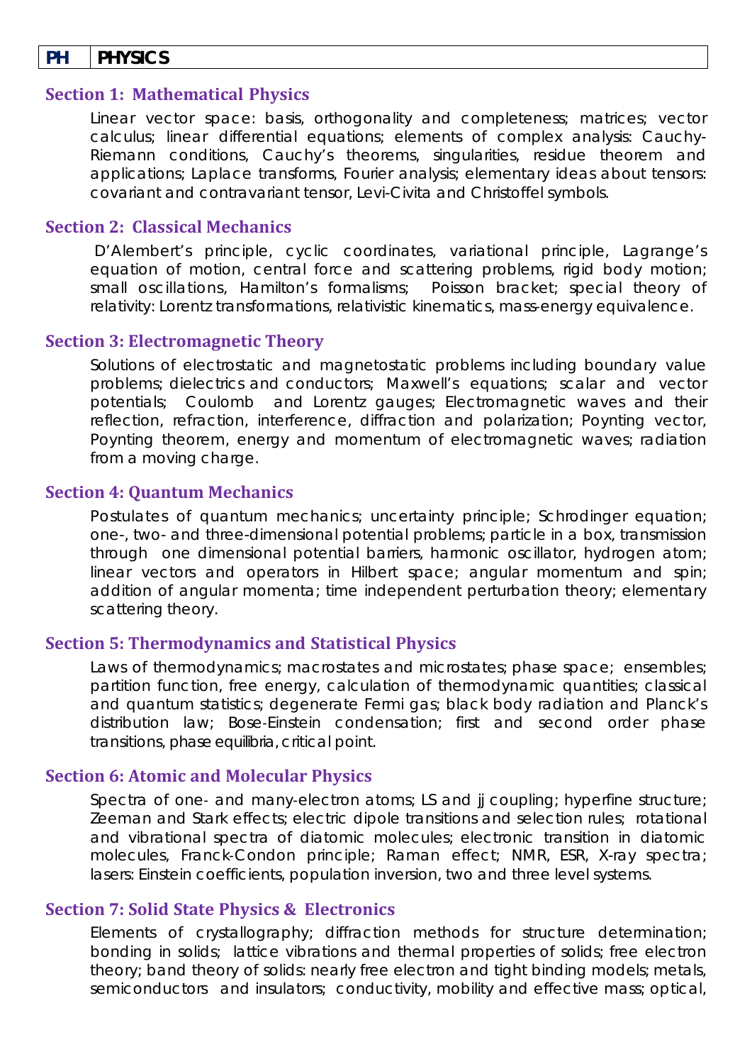| PH | PHYSICS |
|---|---|

## Section 1: Mathematical Physics

Linear vector space: basis, orthogonality and completeness; matrices; vector calculus; linear differential equations; elements of complex analysis: Cauchy-Riemann conditions, Cauchy's theorems, singularities, residue theorem and applications; Laplace transforms, Fourier analysis; elementary ideas about tensors: covariant and contravariant tensor, Levi-Civita and Christoffel symbols.

## Section 2: Classical Mechanics

D'Alembert's principle, cyclic coordinates, variational principle, Lagrange's equation of motion, central force and scattering problems, rigid body motion; small oscillations, Hamilton's formalisms; Poisson bracket; special theory of relativity: Lorentz transformations, relativistic kinematics, mass-energy equivalence.

## Section 3: Electromagnetic Theory

Solutions of electrostatic and magnetostatic problems including boundary value problems; dielectrics and conductors; Maxwell's equations; scalar and vector potentials; Coulomb and Lorentz gauges; Electromagnetic waves and their reflection, refraction, interference, diffraction and polarization; Poynting vector, Poynting theorem, energy and momentum of electromagnetic waves; radiation from a moving charge.

## Section 4: Quantum Mechanics

Postulates of quantum mechanics; uncertainty principle; Schrodinger equation; one-, two- and three-dimensional potential problems; particle in a box, transmission through one dimensional potential barriers, harmonic oscillator, hydrogen atom; linear vectors and operators in Hilbert space; angular momentum and spin; addition of angular momenta; time independent perturbation theory; elementary scattering theory.

## Section 5: Thermodynamics and Statistical Physics

Laws of thermodynamics; macrostates and microstates; phase space; ensembles; partition function, free energy, calculation of thermodynamic quantities; classical and quantum statistics; degenerate Fermi gas; black body radiation and Planck's distribution law; Bose-Einstein condensation; first and second order phase transitions, phase equilibria, critical point.

## Section 6: Atomic and Molecular Physics

Spectra of one- and many-electron atoms; LS and jj coupling; hyperfine structure; Zeeman and Stark effects; electric dipole transitions and selection rules; rotational and vibrational spectra of diatomic molecules; electronic transition in diatomic molecules, Franck-Condon principle; Raman effect; NMR, ESR, X-ray spectra; lasers: Einstein coefficients, population inversion, two and three level systems.

## Section 7: Solid State Physics & Electronics

Elements of crystallography; diffraction methods for structure determination; bonding in solids; lattice vibrations and thermal properties of solids; free electron theory; band theory of solids: nearly free electron and tight binding models; metals, semiconductors and insulators; conductivity, mobility and effective mass; optical,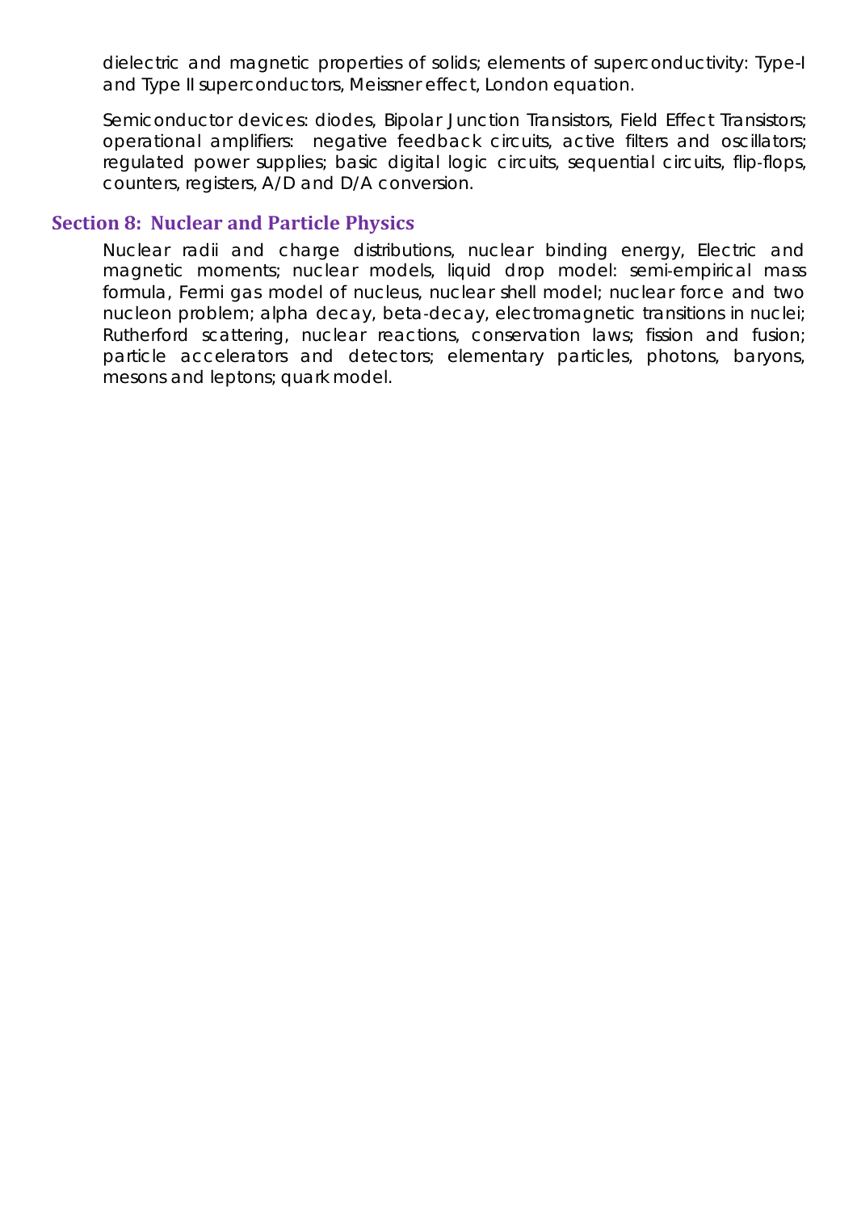dielectric and magnetic properties of solids; elements of superconductivity: Type-I and Type II superconductors, Meissner effect, London equation.

Semiconductor devices: diodes, Bipolar Junction Transistors, Field Effect Transistors; operational amplifiers: negative feedback circuits, active filters and oscillators; regulated power supplies; basic digital logic circuits, sequential circuits, flip-flops, counters, registers, A/D and D/A conversion.

## Section 8: Nuclear and Particle Physics

Nuclear radii and charge distributions, nuclear binding energy, Electric and magnetic moments; nuclear models, liquid drop model: semi-empirical mass formula, Fermi gas model of nucleus, nuclear shell model; nuclear force and two nucleon problem; alpha decay, beta-decay, electromagnetic transitions in nuclei; Rutherford scattering, nuclear reactions, conservation laws; fission and fusion; particle accelerators and detectors; elementary particles, photons, baryons, mesons and leptons; quark model.